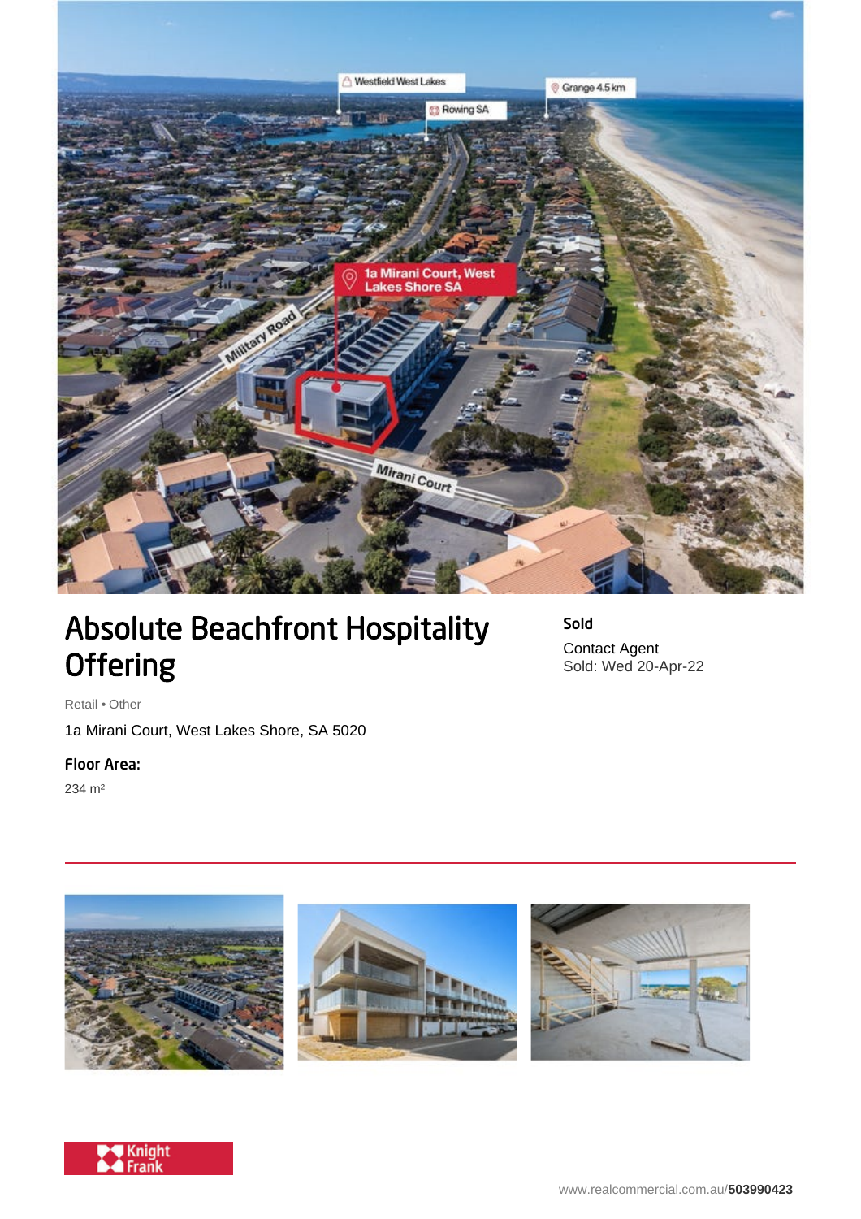# Absolute Beachfront Hospitality Offering

Retail • Other

1a Mirani Court, West Lakes Shore, SA 5020

**Floor Area:**

234 m²

**Sold**

Contact Agent

Sold: Wed 20-Apr-22

www.realcommercial.com.au/**503990423**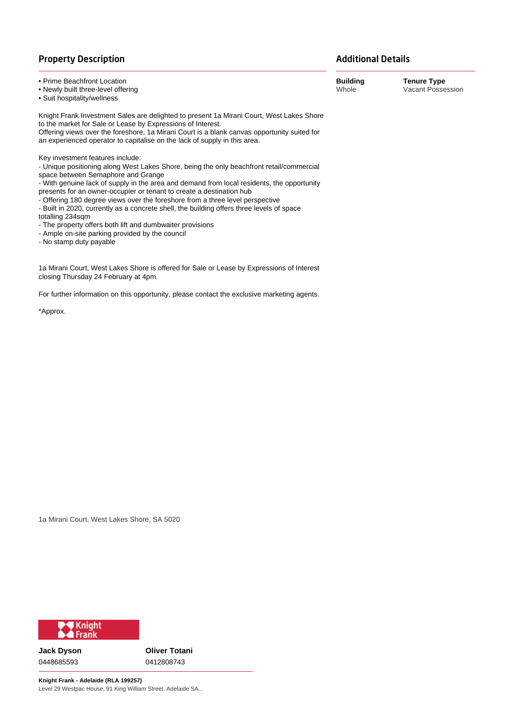## Property Description

• Prime Beachfront Location
• Newly built three-level offering
• Suit hospitality/wellness

Knight Frank Investment Sales are delighted to present 1a Mirani Court, West Lakes Shore to the market for Sale or Lease by Expressions of Interest.
Offering views over the foreshore, 1a Mirani Court is a blank canvas opportunity suited for an experienced operator to capitalise on the lack of supply in this area.

Key investment features include:
- Unique positioning along West Lakes Shore, being the only beachfront retail/commercial space between Semaphore and Grange
- With genuine lack of supply in the area and demand from local residents, the opportunity presents for an owner-occupier or tenant to create a destination hub
- Offering 180 degree views over the foreshore from a three level perspective
- Built in 2020, currently as a concrete shell, the building offers three levels of space totalling 234sqm
- The property offers both lift and dumbwaiter provisions
- Ample on-site parking provided by the council
- No stamp duty payable

1a Mirani Court, West Lakes Shore is offered for Sale or Lease by Expressions of Interest closing Thursday 24 February at 4pm.

For further information on this opportunity, please contact the exclusive marketing agents.

*Approx.

## Additional Details

| Building | Tenure Type |
|---|---|
| Whole | Vacant Possession |

1a Mirani Court, West Lakes Shore, SA 5020

Knight Frank

**Jack Dyson**
0448685593

**Oliver Totani**
0412808743

**Knight Frank - Adelaide (RLA 199257)**
Level 29 Westpac House, 91 King William Street, Adelaide SA...